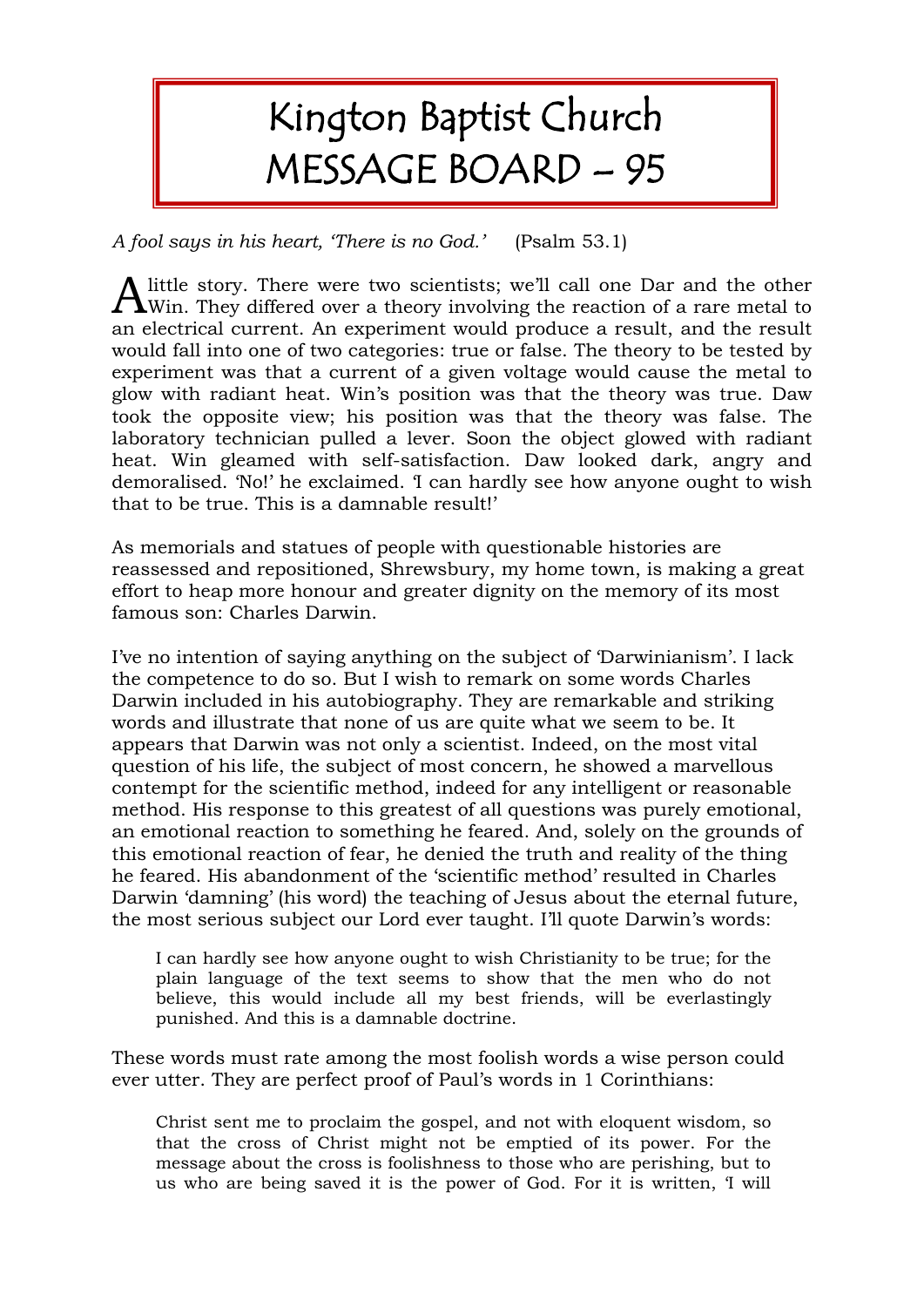# Kington Baptist Church MESSAGE BOARD – 95

*A fool says in his heart, 'There is no God.'* (Psalm 53.1)

A little story. There were two scientists; we'll call one Dar and the other Win. They differed over a theory involving the reaction of a rare metal to an electrical current. An experiment would produce a result, and the result would fall into one of two categories: true or false. The theory to be tested by experiment was that a current of a given voltage would cause the metal to glow with radiant heat. Win's position was that the theory was true. Daw took the opposite view; his position was that the theory was false. The laboratory technician pulled a lever. Soon the object glowed with radiant heat. Win gleamed with self-satisfaction. Daw looked dark, angry and demoralised. 'No!' he exclaimed. 'I can hardly see how anyone ought to wish that to be true. This is a damnable result!'

As memorials and statues of people with questionable histories are reassessed and repositioned, Shrewsbury, my home town, is making a great effort to heap more honour and greater dignity on the memory of its most famous son: Charles Darwin.

I've no intention of saying anything on the subject of 'Darwinianism'. I lack the competence to do so. But I wish to remark on some words Charles Darwin included in his autobiography. They are remarkable and striking words and illustrate that none of us are quite what we seem to be. It appears that Darwin was not only a scientist. Indeed, on the most vital question of his life, the subject of most concern, he showed a marvellous contempt for the scientific method, indeed for any intelligent or reasonable method. His response to this greatest of all questions was purely emotional, an emotional reaction to something he feared. And, solely on the grounds of this emotional reaction of fear, he denied the truth and reality of the thing he feared. His abandonment of the 'scientific method' resulted in Charles Darwin 'damning' (his word) the teaching of Jesus about the eternal future, the most serious subject our Lord ever taught. I'll quote Darwin's words:

> I can hardly see how anyone ought to wish Christianity to be true; for the plain language of the text seems to show that the men who do not believe, this would include all my best friends, will be everlastingly punished. And this is a damnable doctrine.

These words must rate among the most foolish words a wise person could ever utter. They are perfect proof of Paul's words in 1 Corinthians:

> Christ sent me to proclaim the gospel, and not with eloquent wisdom, so that the cross of Christ might not be emptied of its power. For the message about the cross is foolishness to those who are perishing, but to us who are being saved it is the power of God. For it is written, 'I will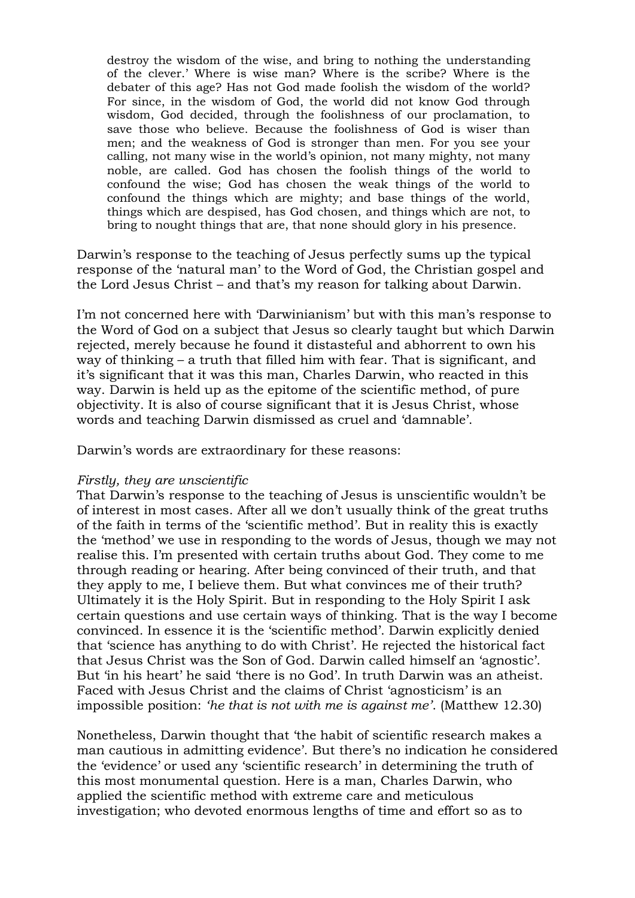> destroy the wisdom of the wise, and bring to nothing the understanding of the clever.' Where is wise man? Where is the scribe? Where is the debater of this age? Has not God made foolish the wisdom of the world? For since, in the wisdom of God, the world did not know God through wisdom, God decided, through the foolishness of our proclamation, to save those who believe. Because the foolishness of God is wiser than men; and the weakness of God is stronger than men. For you see your calling, not many wise in the world's opinion, not many mighty, not many noble, are called. God has chosen the foolish things of the world to confound the wise; God has chosen the weak things of the world to confound the things which are mighty; and base things of the world, things which are despised, has God chosen, and things which are not, to bring to nought things that are, that none should glory in his presence.

Darwin's response to the teaching of Jesus perfectly sums up the typical response of the 'natural man' to the Word of God, the Christian gospel and the Lord Jesus Christ – and that's my reason for talking about Darwin.

I'm not concerned here with 'Darwinianism' but with this man's response to the Word of God on a subject that Jesus so clearly taught but which Darwin rejected, merely because he found it distasteful and abhorrent to own his way of thinking – a truth that filled him with fear. That is significant, and it's significant that it was this man, Charles Darwin, who reacted in this way. Darwin is held up as the epitome of the scientific method, of pure objectivity. It is also of course significant that it is Jesus Christ, whose words and teaching Darwin dismissed as cruel and 'damnable'.

Darwin's words are extraordinary for these reasons:

*Firstly, they are unscientific*

That Darwin's response to the teaching of Jesus is unscientific wouldn't be of interest in most cases. After all we don't usually think of the great truths of the faith in terms of the 'scientific method'. But in reality this is exactly the 'method' we use in responding to the words of Jesus, though we may not realise this. I'm presented with certain truths about God. They come to me through reading or hearing. After being convinced of their truth, and that they apply to me, I believe them. But what convinces me of their truth? Ultimately it is the Holy Spirit. But in responding to the Holy Spirit I ask certain questions and use certain ways of thinking. That is the way I become convinced. In essence it is the 'scientific method'. Darwin explicitly denied that 'science has anything to do with Christ'. He rejected the historical fact that Jesus Christ was the Son of God. Darwin called himself an 'agnostic'. But 'in his heart' he said 'there is no God'. In truth Darwin was an atheist. Faced with Jesus Christ and the claims of Christ 'agnosticism' is an impossible position: *'he that is not with me is against me'*. (Matthew 12.30)

Nonetheless, Darwin thought that 'the habit of scientific research makes a man cautious in admitting evidence'. But there's no indication he considered the 'evidence' or used any 'scientific research' in determining the truth of this most monumental question. Here is a man, Charles Darwin, who applied the scientific method with extreme care and meticulous investigation; who devoted enormous lengths of time and effort so as to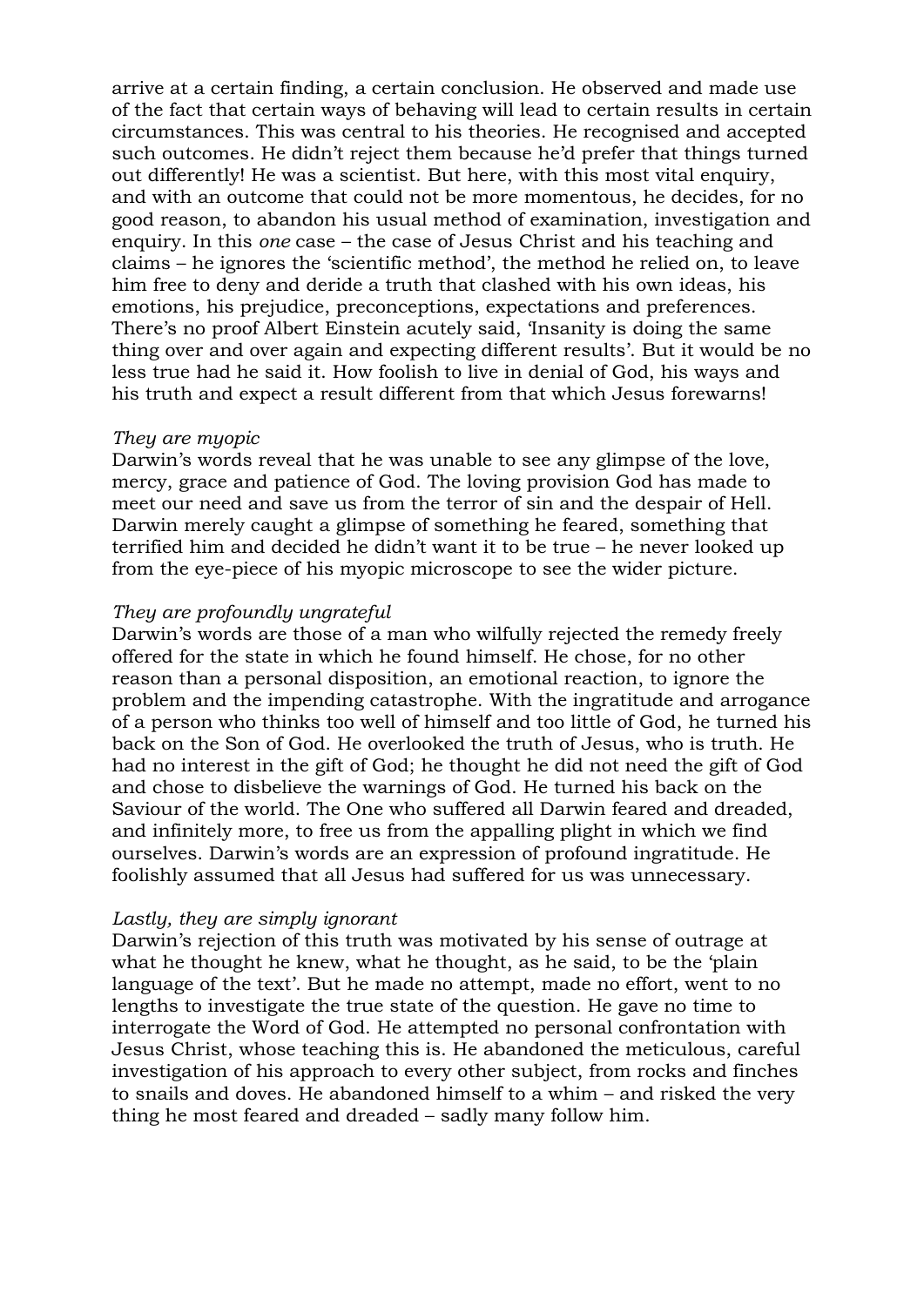arrive at a certain finding, a certain conclusion. He observed and made use of the fact that certain ways of behaving will lead to certain results in certain circumstances. This was central to his theories. He recognised and accepted such outcomes. He didn't reject them because he'd prefer that things turned out differently! He was a scientist. But here, with this most vital enquiry, and with an outcome that could not be more momentous, he decides, for no good reason, to abandon his usual method of examination, investigation and enquiry. In this *one* case – the case of Jesus Christ and his teaching and claims – he ignores the 'scientific method', the method he relied on, to leave him free to deny and deride a truth that clashed with his own ideas, his emotions, his prejudice, preconceptions, expectations and preferences. There's no proof Albert Einstein acutely said, 'Insanity is doing the same thing over and over again and expecting different results'. But it would be no less true had he said it. How foolish to live in denial of God, his ways and his truth and expect a result different from that which Jesus forewarns!

*They are myopic*

Darwin's words reveal that he was unable to see any glimpse of the love, mercy, grace and patience of God. The loving provision God has made to meet our need and save us from the terror of sin and the despair of Hell. Darwin merely caught a glimpse of something he feared, something that terrified him and decided he didn't want it to be true – he never looked up from the eye-piece of his myopic microscope to see the wider picture.

*They are profoundly ungrateful*

Darwin's words are those of a man who wilfully rejected the remedy freely offered for the state in which he found himself. He chose, for no other reason than a personal disposition, an emotional reaction, to ignore the problem and the impending catastrophe. With the ingratitude and arrogance of a person who thinks too well of himself and too little of God, he turned his back on the Son of God. He overlooked the truth of Jesus, who is truth. He had no interest in the gift of God; he thought he did not need the gift of God and chose to disbelieve the warnings of God. He turned his back on the Saviour of the world. The One who suffered all Darwin feared and dreaded, and infinitely more, to free us from the appalling plight in which we find ourselves. Darwin's words are an expression of profound ingratitude. He foolishly assumed that all Jesus had suffered for us was unnecessary.

*Lastly, they are simply ignorant*

Darwin's rejection of this truth was motivated by his sense of outrage at what he thought he knew, what he thought, as he said, to be the 'plain language of the text'. But he made no attempt, made no effort, went to no lengths to investigate the true state of the question. He gave no time to interrogate the Word of God. He attempted no personal confrontation with Jesus Christ, whose teaching this is. He abandoned the meticulous, careful investigation of his approach to every other subject, from rocks and finches to snails and doves. He abandoned himself to a whim – and risked the very thing he most feared and dreaded – sadly many follow him.